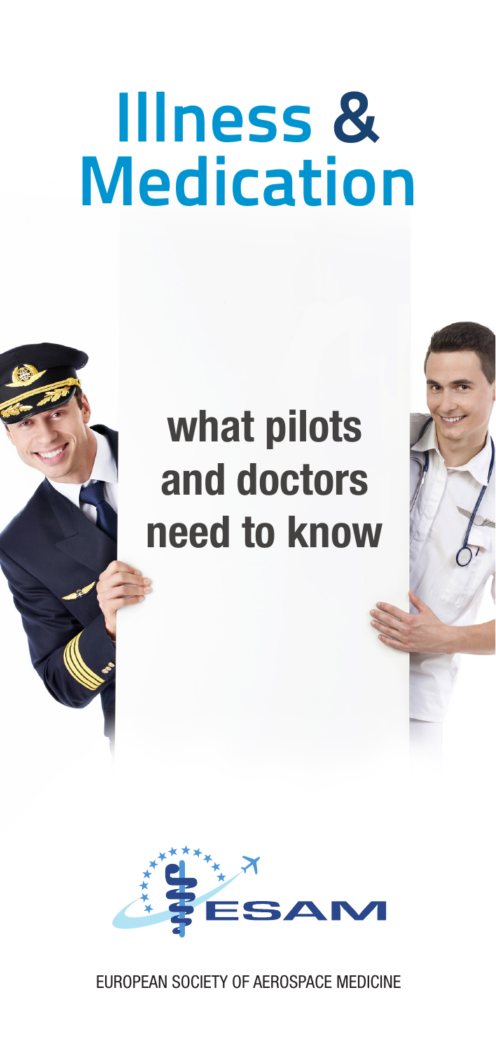# Illness & Medication

## what pilots and doctors need to know

ESAM

EUROPEAN SOCIETY OF AEROSPACE MEDICINE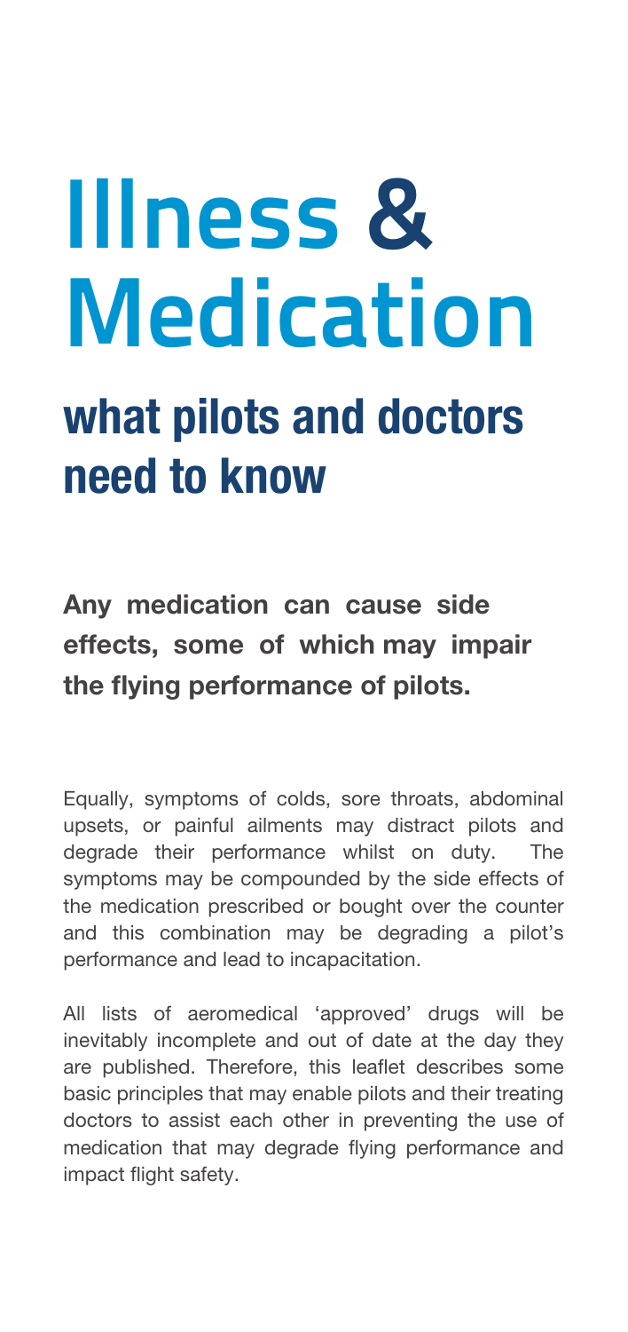# Illness & Medication

## what pilots and doctors need to know

**Any medication can cause side effects, some of which may impair the flying performance of pilots.**

Equally, symptoms of colds, sore throats, abdominal upsets, or painful ailments may distract pilots and degrade their performance whilst on duty. The symptoms may be compounded by the side effects of the medication prescribed or bought over the counter and this combination may be degrading a pilot's performance and lead to incapacitation.

All lists of aeromedical 'approved' drugs will be inevitably incomplete and out of date at the day they are published. Therefore, this leaflet describes some basic principles that may enable pilots and their treating doctors to assist each other in preventing the use of medication that may degrade flying performance and impact flight safety.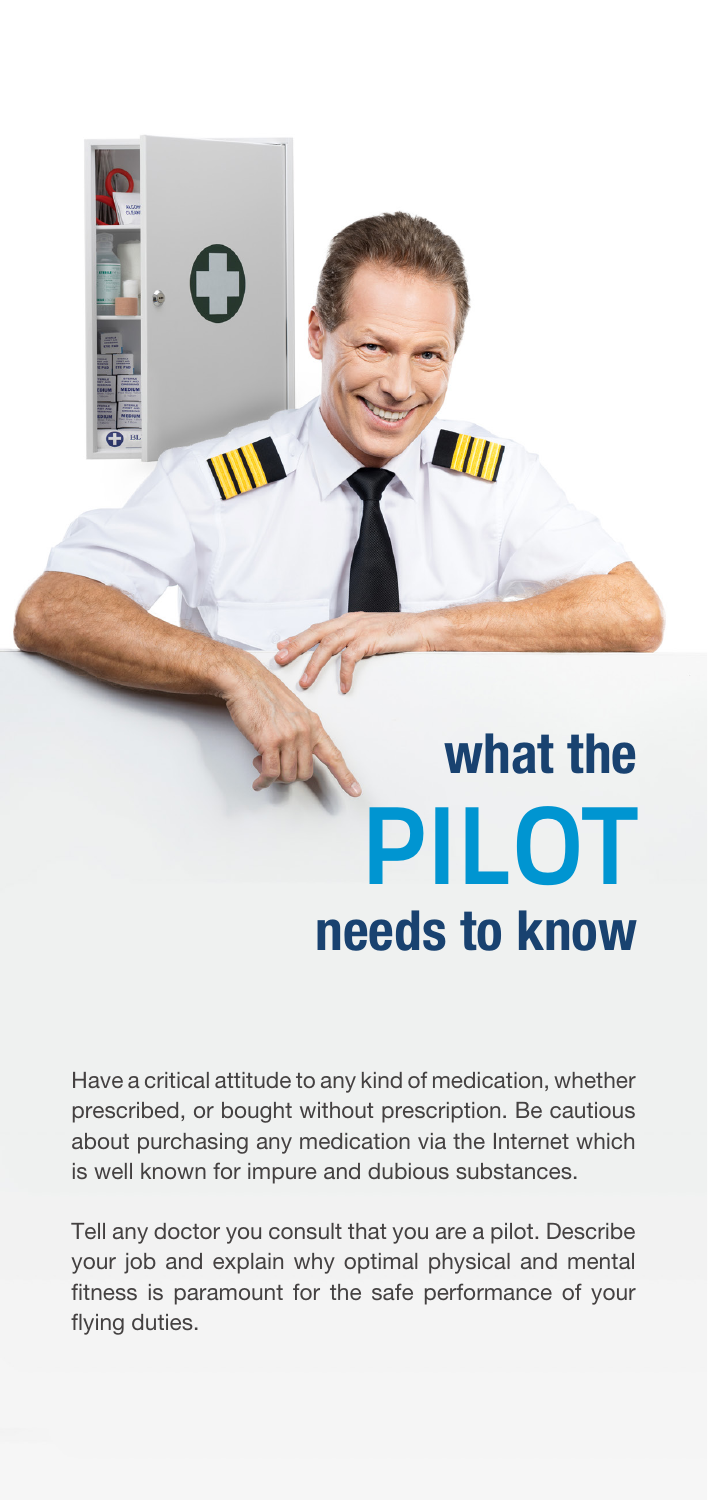# what the PILOT needs to know

Have a critical attitude to any kind of medication, whether prescribed, or bought without prescription. Be cautious about purchasing any medication via the Internet which is well known for impure and dubious substances.

Tell any doctor you consult that you are a pilot. Describe your job and explain why optimal physical and mental fitness is paramount for the safe performance of your flying duties.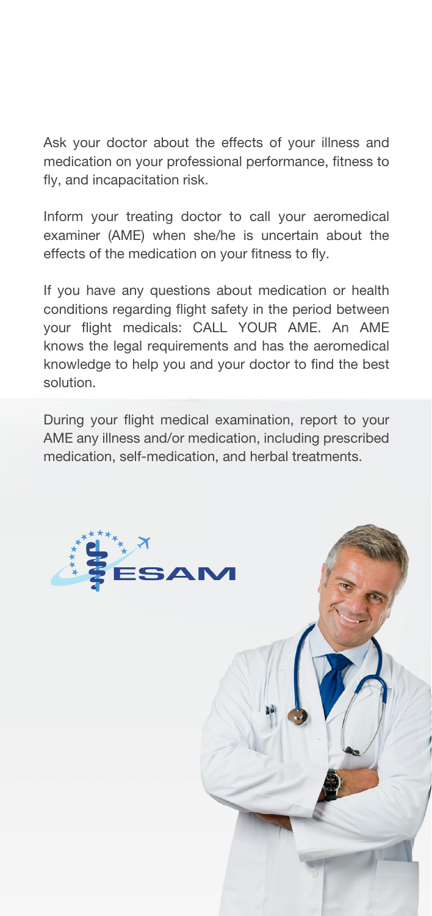Ask your doctor about the effects of your illness and medication on your professional performance, fitness to fly, and incapacitation risk.

Inform your treating doctor to call your aeromedical examiner (AME) when she/he is uncertain about the effects of the medication on your fitness to fly.

If you have any questions about medication or health conditions regarding flight safety in the period between your flight medicals: CALL YOUR AME. An AME knows the legal requirements and has the aeromedical knowledge to help you and your doctor to find the best solution.

During your flight medical examination, report to your AME any illness and/or medication, including prescribed medication, self-medication, and herbal treatments.

ESAM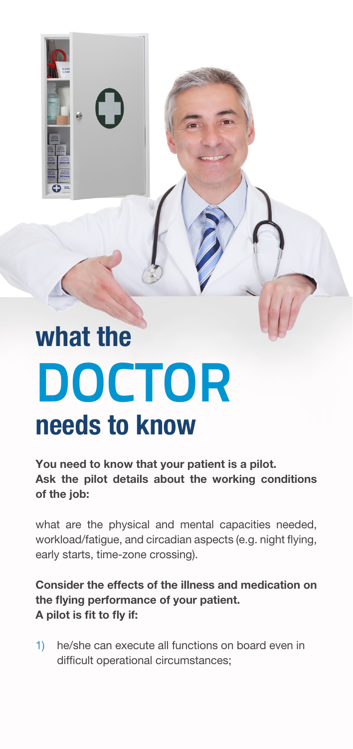# what the DOCTOR needs to know

**You need to know that your patient is a pilot.**
**Ask the pilot details about the working conditions of the job:**

what are the physical and mental capacities needed, workload/fatigue, and circadian aspects (e.g. night flying, early starts, time-zone crossing).

**Consider the effects of the illness and medication on the flying performance of your patient.**
**A pilot is fit to fly if:**

1) he/she can execute all functions on board even in difficult operational circumstances;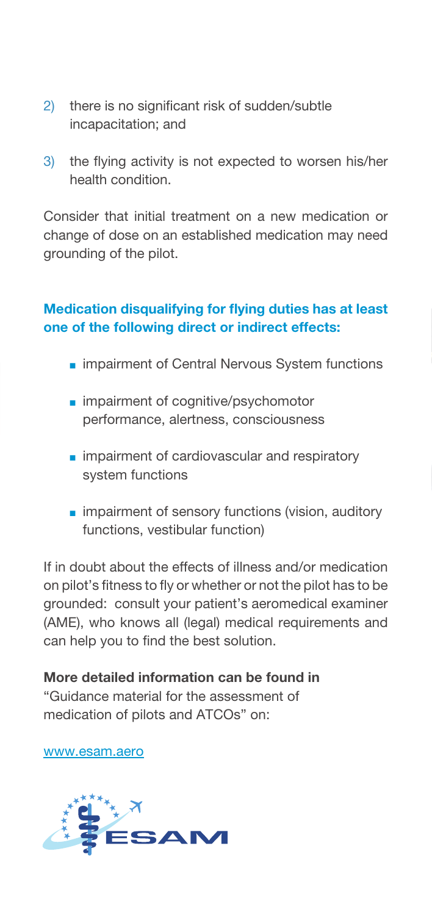2) there is no significant risk of sudden/subtle incapacitation; and

3) the flying activity is not expected to worsen his/her health condition.

Consider that initial treatment on a new medication or change of dose on an established medication may need grounding of the pilot.

**Medication disqualifying for flying duties has at least one of the following direct or indirect effects:**

- impairment of Central Nervous System functions
- impairment of cognitive/psychomotor performance, alertness, consciousness
- impairment of cardiovascular and respiratory system functions
- impairment of sensory functions (vision, auditory functions, vestibular function)

If in doubt about the effects of illness and/or medication on pilot's fitness to fly or whether or not the pilot has to be grounded: consult your patient's aeromedical examiner (AME), who knows all (legal) medical requirements and can help you to find the best solution.

**More detailed information can be found in** "Guidance material for the assessment of medication of pilots and ATCOs" on:

www.esam.aero

ESAM